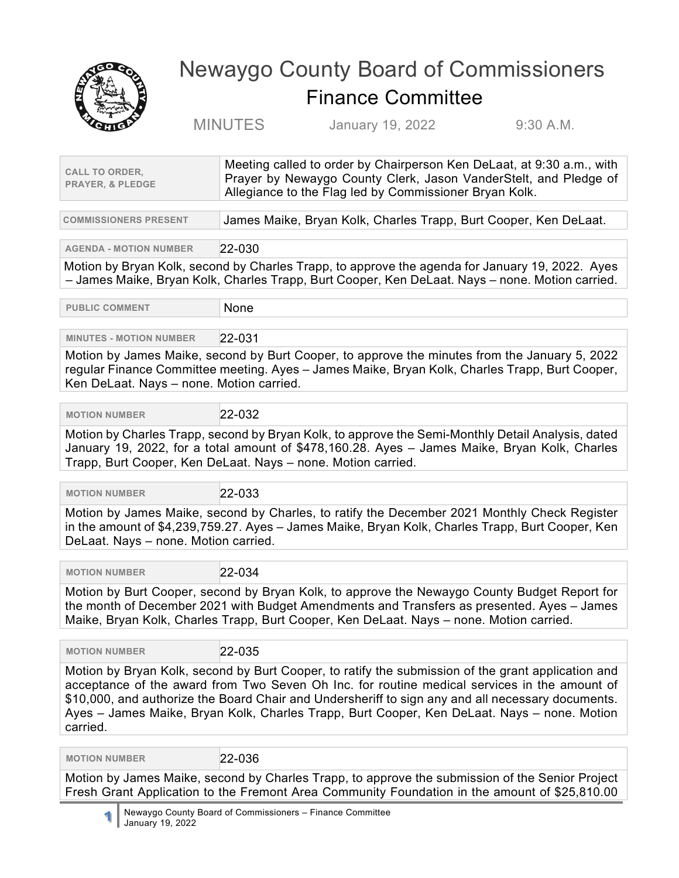# Newaygo County Board of Commissioners

## Finance Committee

MINUTES — January 19, 2022 — 9:30 A.M.

| CALL TO ORDER, PRAYER, & PLEDGE | Meeting called to order by Chairperson Ken DeLaat, at 9:30 a.m., with Prayer by Newaygo County Clerk, Jason VanderStelt, and Pledge of Allegiance to the Flag led by Commissioner Bryan Kolk. |
|---|---|

| COMMISSIONERS PRESENT | James Maike, Bryan Kolk, Charles Trapp, Burt Cooper, Ken DeLaat. |
|---|---|

**AGENDA - MOTION NUMBER** 22-030

Motion by Bryan Kolk, second by Charles Trapp, to approve the agenda for January 19, 2022. Ayes – James Maike, Bryan Kolk, Charles Trapp, Burt Cooper, Ken DeLaat. Nays – none. Motion carried.

| PUBLIC COMMENT | None |
|---|---|

**MINUTES - MOTION NUMBER** 22-031

Motion by James Maike, second by Burt Cooper, to approve the minutes from the January 5, 2022 regular Finance Committee meeting. Ayes – James Maike, Bryan Kolk, Charles Trapp, Burt Cooper, Ken DeLaat. Nays – none. Motion carried.

**MOTION NUMBER** 22-032

Motion by Charles Trapp, second by Bryan Kolk, to approve the Semi-Monthly Detail Analysis, dated January 19, 2022, for a total amount of $478,160.28. Ayes – James Maike, Bryan Kolk, Charles Trapp, Burt Cooper, Ken DeLaat. Nays – none. Motion carried.

**MOTION NUMBER** 22-033

Motion by James Maike, second by Charles, to ratify the December 2021 Monthly Check Register in the amount of $4,239,759.27. Ayes – James Maike, Bryan Kolk, Charles Trapp, Burt Cooper, Ken DeLaat. Nays – none. Motion carried.

**MOTION NUMBER** 22-034

Motion by Burt Cooper, second by Bryan Kolk, to approve the Newaygo County Budget Report for the month of December 2021 with Budget Amendments and Transfers as presented. Ayes – James Maike, Bryan Kolk, Charles Trapp, Burt Cooper, Ken DeLaat. Nays – none. Motion carried.

**MOTION NUMBER** 22-035

Motion by Bryan Kolk, second by Burt Cooper, to ratify the submission of the grant application and acceptance of the award from Two Seven Oh Inc. for routine medical services in the amount of $10,000, and authorize the Board Chair and Undersheriff to sign any and all necessary documents. Ayes – James Maike, Bryan Kolk, Charles Trapp, Burt Cooper, Ken DeLaat. Nays – none. Motion carried.

**MOTION NUMBER** 22-036

Motion by James Maike, second by Charles Trapp, to approve the submission of the Senior Project Fresh Grant Application to the Fremont Area Community Foundation in the amount of $25,810.00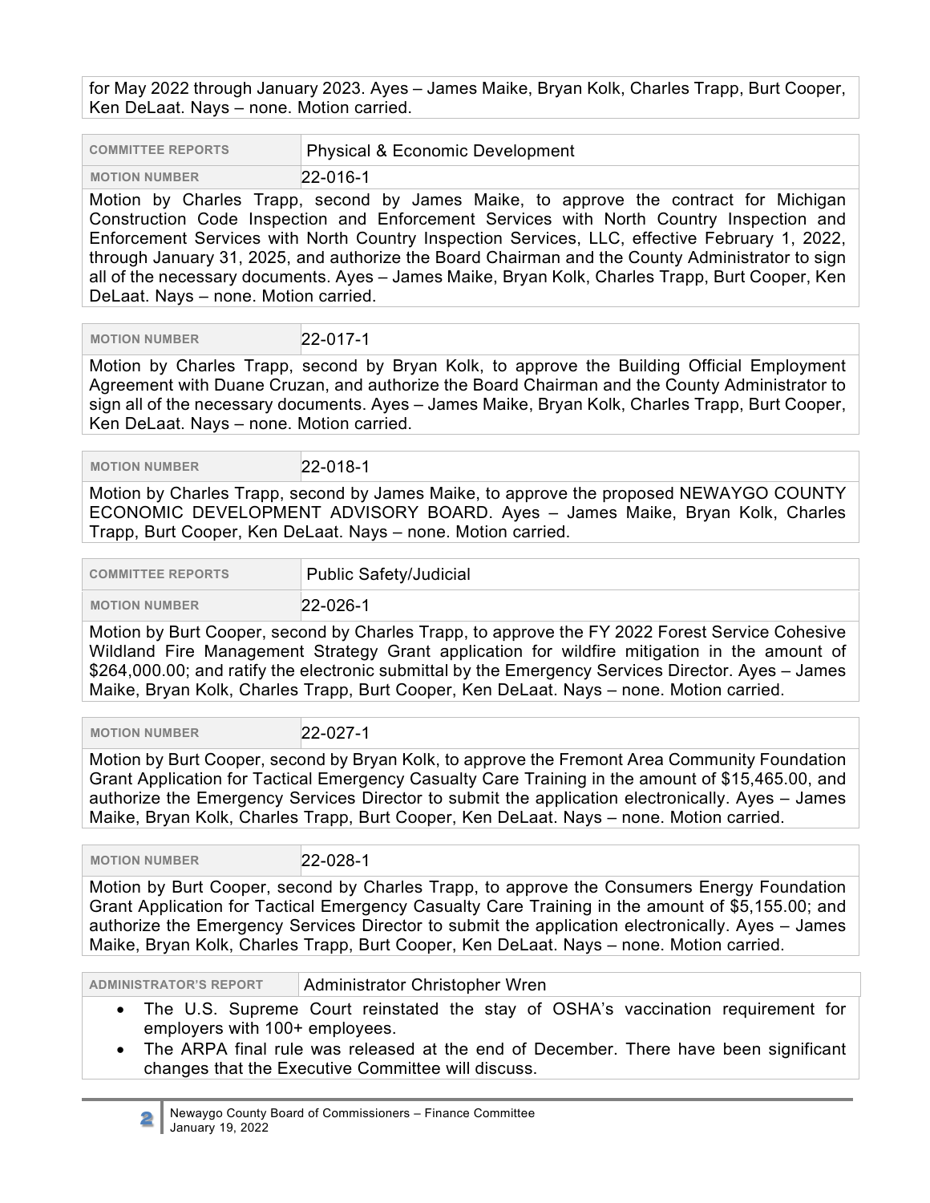for May 2022 through January 2023. Ayes – James Maike, Bryan Kolk, Charles Trapp, Burt Cooper, Ken DeLaat. Nays – none. Motion carried.

| COMMITTEE REPORTS | Physical & Economic Development |
|---|---|
| MOTION NUMBER | 22-016-1 |

Motion by Charles Trapp, second by James Maike, to approve the contract for Michigan Construction Code Inspection and Enforcement Services with North Country Inspection and Enforcement Services with North Country Inspection Services, LLC, effective February 1, 2022, through January 31, 2025, and authorize the Board Chairman and the County Administrator to sign all of the necessary documents. Ayes – James Maike, Bryan Kolk, Charles Trapp, Burt Cooper, Ken DeLaat. Nays – none. Motion carried.

| MOTION NUMBER | 22-017-1 |
|---|---|

Motion by Charles Trapp, second by Bryan Kolk, to approve the Building Official Employment Agreement with Duane Cruzan, and authorize the Board Chairman and the County Administrator to sign all of the necessary documents. Ayes – James Maike, Bryan Kolk, Charles Trapp, Burt Cooper, Ken DeLaat. Nays – none. Motion carried.

| MOTION NUMBER | 22-018-1 |
|---|---|

Motion by Charles Trapp, second by James Maike, to approve the proposed NEWAYGO COUNTY ECONOMIC DEVELOPMENT ADVISORY BOARD. Ayes – James Maike, Bryan Kolk, Charles Trapp, Burt Cooper, Ken DeLaat. Nays – none. Motion carried.

| COMMITTEE REPORTS | Public Safety/Judicial |
|---|---|
| MOTION NUMBER | 22-026-1 |

Motion by Burt Cooper, second by Charles Trapp, to approve the FY 2022 Forest Service Cohesive Wildland Fire Management Strategy Grant application for wildfire mitigation in the amount of $264,000.00; and ratify the electronic submittal by the Emergency Services Director. Ayes – James Maike, Bryan Kolk, Charles Trapp, Burt Cooper, Ken DeLaat. Nays – none. Motion carried.

| MOTION NUMBER | 22-027-1 |
|---|---|

Motion by Burt Cooper, second by Bryan Kolk, to approve the Fremont Area Community Foundation Grant Application for Tactical Emergency Casualty Care Training in the amount of $15,465.00, and authorize the Emergency Services Director to submit the application electronically. Ayes – James Maike, Bryan Kolk, Charles Trapp, Burt Cooper, Ken DeLaat. Nays – none. Motion carried.

| MOTION NUMBER | 22-028-1 |
|---|---|

Motion by Burt Cooper, second by Charles Trapp, to approve the Consumers Energy Foundation Grant Application for Tactical Emergency Casualty Care Training in the amount of $5,155.00; and authorize the Emergency Services Director to submit the application electronically. Ayes – James Maike, Bryan Kolk, Charles Trapp, Burt Cooper, Ken DeLaat. Nays – none. Motion carried.

| ADMINISTRATOR'S REPORT | Administrator Christopher Wren |
|---|---|

- The U.S. Supreme Court reinstated the stay of OSHA's vaccination requirement for employers with 100+ employees.
- The ARPA final rule was released at the end of December. There have been significant changes that the Executive Committee will discuss.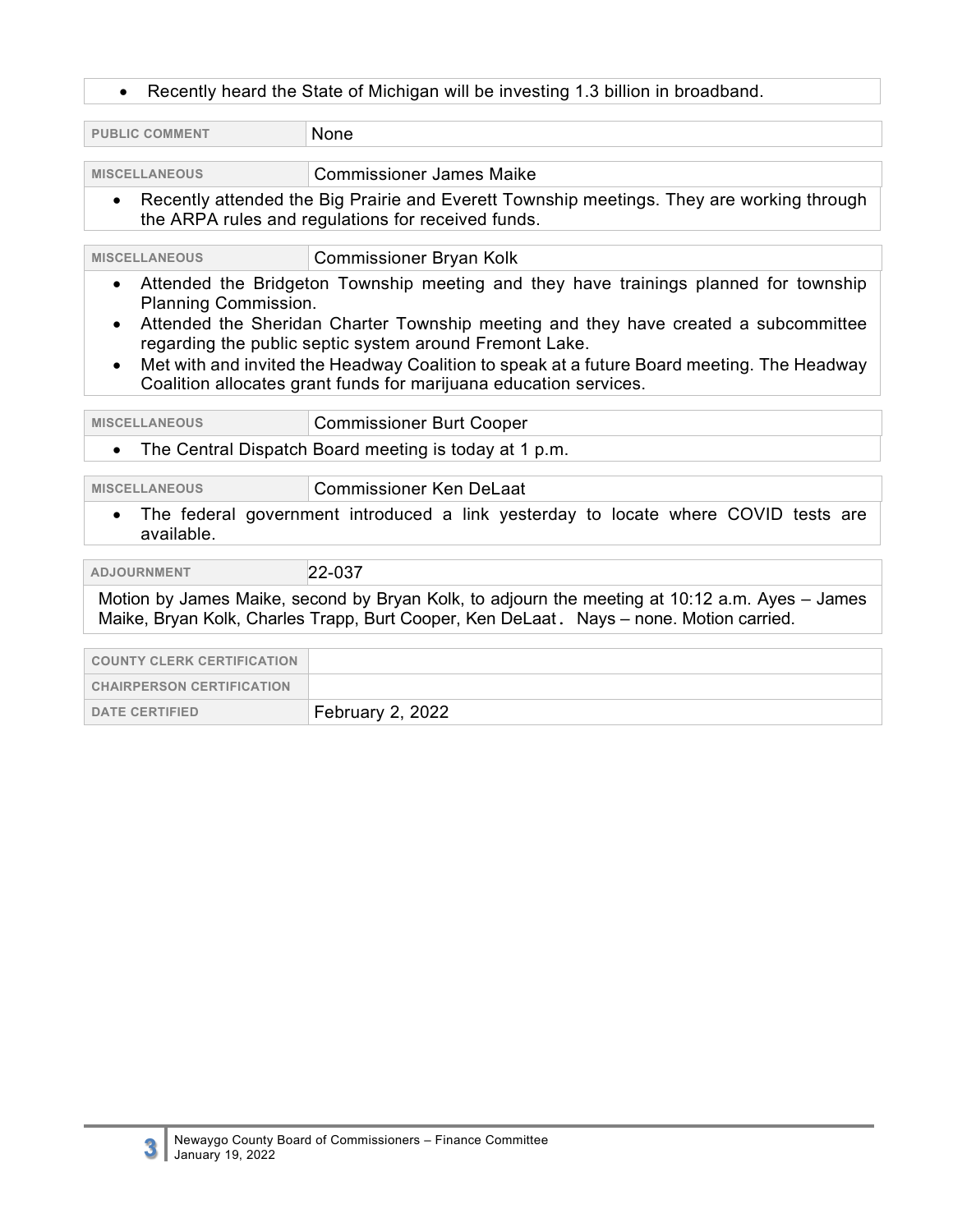- Recently heard the State of Michigan will be investing 1.3 billion in broadband.

| | |
|---|---|
| PUBLIC COMMENT | None |

| | |
|---|---|
| MISCELLANEOUS | Commissioner James Maike |

- Recently attended the Big Prairie and Everett Township meetings. They are working through the ARPA rules and regulations for received funds.

| | |
|---|---|
| MISCELLANEOUS | Commissioner Bryan Kolk |

- Attended the Bridgeton Township meeting and they have trainings planned for township Planning Commission.
- Attended the Sheridan Charter Township meeting and they have created a subcommittee regarding the public septic system around Fremont Lake.
- Met with and invited the Headway Coalition to speak at a future Board meeting. The Headway Coalition allocates grant funds for marijuana education services.

| | |
|---|---|
| MISCELLANEOUS | Commissioner Burt Cooper |

- The Central Dispatch Board meeting is today at 1 p.m.

| | |
|---|---|
| MISCELLANEOUS | Commissioner Ken DeLaat |

- The federal government introduced a link yesterday to locate where COVID tests are available.

| | |
|---|---|
| ADJOURNMENT | 22-037 |

Motion by James Maike, second by Bryan Kolk, to adjourn the meeting at 10:12 a.m. Ayes – James Maike, Bryan Kolk, Charles Trapp, Burt Cooper, Ken DeLaat. Nays – none. Motion carried.

| | |
|---|---|
| COUNTY CLERK CERTIFICATION | |
| CHAIRPERSON CERTIFICATION | |
| DATE CERTIFIED | February 2, 2022 |